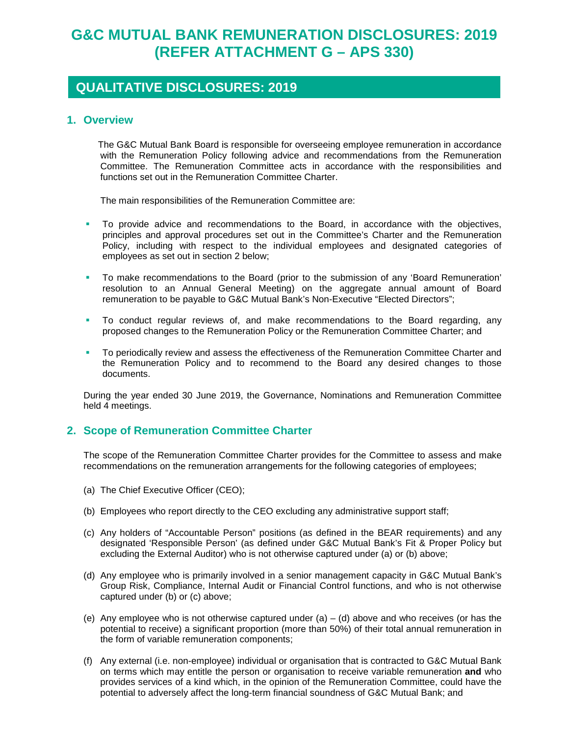# G&C MUTUAL BANK REMUNERATION DISCLOSURES: 2019 (REFER ATTACHMENT G – APS 330)

## QUALITATIVE DISCLOSURES: 2019

### 1. Overview

The G&C Mutual Bank Board is responsible for overseeing employee remuneration in accordance with the Remuneration Policy following advice and recommendations from the Remuneration Committee. The Remuneration Committee acts in accordance with the responsibilities and functions set out in the Remuneration Committee Charter.

The main responsibilities of the Remuneration Committee are:

- To provide advice and recommendations to the Board, in accordance with the objectives, principles and approval procedures set out in the Committee's Charter and the Remuneration Policy, including with respect to the individual employees and designated categories of employees as set out in section 2 below;
- To make recommendations to the Board (prior to the submission of any 'Board Remuneration' resolution to an Annual General Meeting) on the aggregate amount of Board remuneration to be payable to G&C Mutual Bank's Non-Executive "Elected Directors";
- To conduct regular reviews of, and make recommendations to the Board regarding, any proposed changes to the Remuneration Policy or the Remuneration Committee Charter; and
- To periodically review and assess the effectiveness of the Remuneration Committee Charter and the Remuneration Policy and to recommend to the Board any desired changes to those documents.

During the year ended 30 June 2019, the Governance, Nominations and Remuneration Committee held 4 meetings.

### 2. Scope of Remuneration Committee Charter

The scope of the Remuneration Committee Charter provides for the Committee to assess and make recommendations on the remuneration arrangements for the following categories of employees;

(a) The Chief Executive Officer (CEO);

(b) Employees who report directly to the CEO excluding any administrative support staff;

(c) Any holders of "Accountable Person" positions (as defined in the BEAR requirements) and any designated 'Responsible Person' (as defined under G&C Mutual Bank's Fit & Proper Policy but excluding the External Auditor) who is not otherwise captured under (a) or (b) above;

(d) Any employee who is primarily involved in a senior management capacity in G&C Mutual Bank's Group Risk, Compliance, Internal Audit or Financial Control functions, and who is not otherwise captured under (b) or (c) above;

(e) Any employee who is not otherwise captured under (a) – (d) above and who receives (or has the potential to receive) a significant proportion (more than 50%) of their total annual remuneration in the form of variable remuneration components;

(f) Any external (i.e. non-employee) individual or organisation that is contracted to G&C Mutual Bank on terms which may entitle the person or organisation to receive variable remuneration **and** who provides services of a kind which, in the opinion of the Remuneration Committee, could have the potential to adversely affect the long-term financial soundness of G&C Mutual Bank; and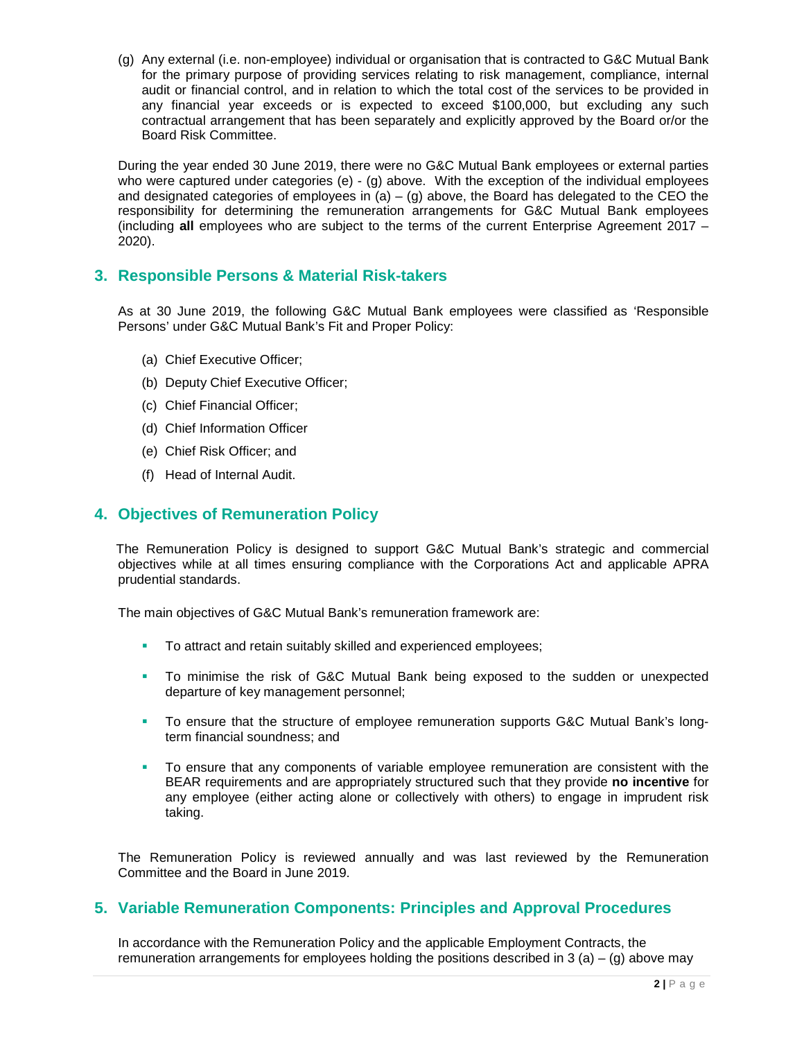(g) Any external (i.e. non-employee) individual or organisation that is contracted to G&C Mutual Bank for the primary purpose of providing services relating to risk management, compliance, internal audit or financial control, and in relation to which the total cost of the services to be provided in any financial year exceeds or is expected to exceed $100,000, but excluding any such contractual arrangement that has been separately and explicitly approved by the Board or/or the Board Risk Committee.

During the year ended 30 June 2019, there were no G&C Mutual Bank employees or external parties who were captured under categories (e) - (g) above. With the exception of the individual employees and designated categories of employees in (a) – (g) above, the Board has delegated to the CEO the responsibility for determining the remuneration arrangements for G&C Mutual Bank employees (including **all** employees who are subject to the terms of the current Enterprise Agreement 2017 – 2020).

## 3. Responsible Persons & Material Risk-takers

As at 30 June 2019, the following G&C Mutual Bank employees were classified as 'Responsible Persons' under G&C Mutual Bank's Fit and Proper Policy:

(a) Chief Executive Officer;

(b) Deputy Chief Executive Officer;

(c) Chief Financial Officer;

(d) Chief Information Officer

(e) Chief Risk Officer; and

(f) Head of Internal Audit.

## 4. Objectives of Remuneration Policy

The Remuneration Policy is designed to support G&C Mutual Bank's strategic and commercial objectives while at all times ensuring compliance with the Corporations Act and applicable APRA prudential standards.

The main objectives of G&C Mutual Bank's remuneration framework are:

- To attract and retain suitably skilled and experienced employees;
- To minimise the risk of G&C Mutual Bank being exposed to the sudden or unexpected departure of key management personnel;
- To ensure that the structure of employee remuneration supports G&C Mutual Bank's long-term financial soundness; and
- To ensure that any components of variable employee remuneration are consistent with the BEAR requirements and are appropriately structured such that they provide **no incentive** for any employee (either acting alone or collectively with others) to engage in imprudent risk taking.

The Remuneration Policy is reviewed annually and was last reviewed by the Remuneration Committee and the Board in June 2019.

## 5. Variable Remuneration Components: Principles and Approval Procedures

In accordance with the Remuneration Policy and the applicable Employment Contracts, the remuneration arrangements for employees holding the positions described in 3 (a) – (g) above may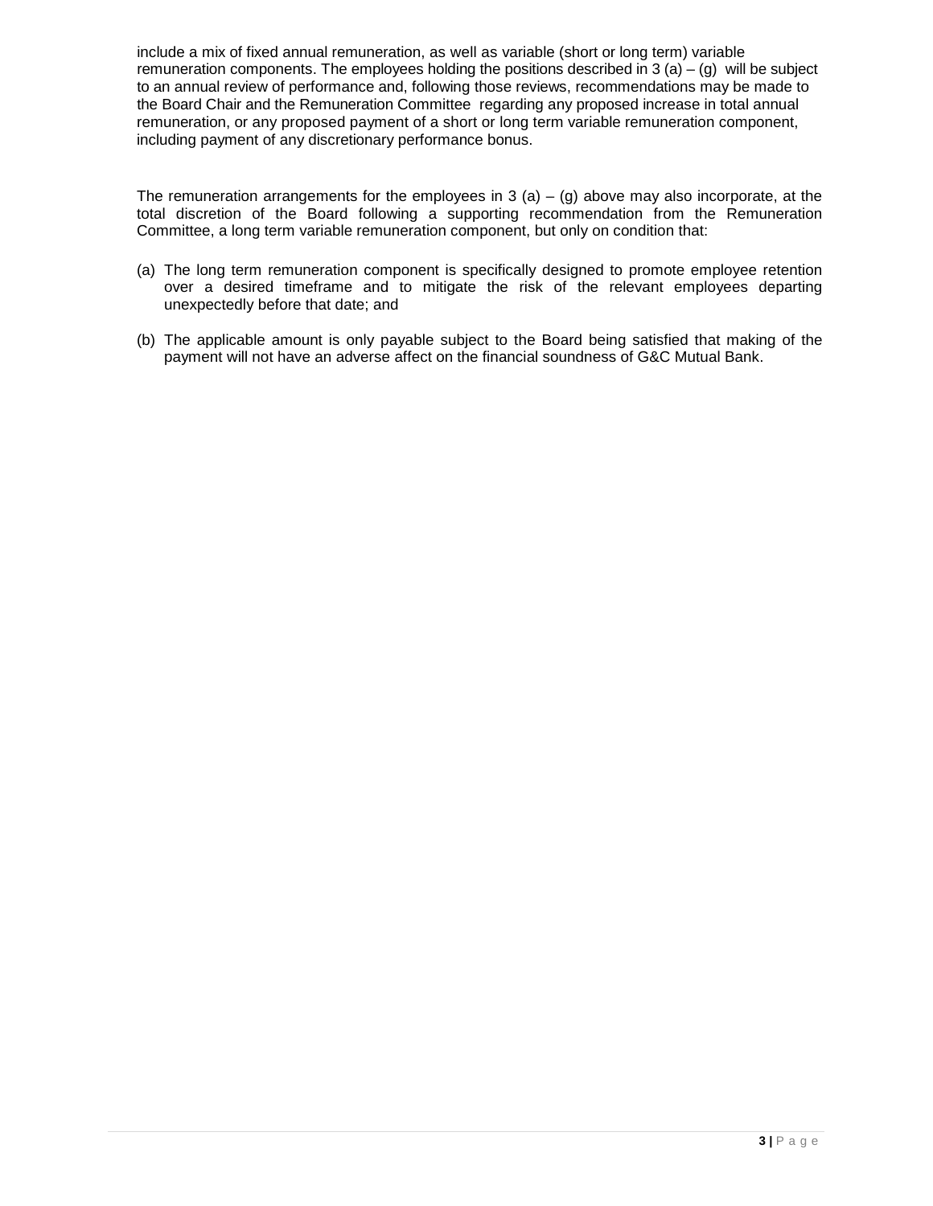include a mix of fixed annual remuneration, as well as variable (short or long term) variable remuneration components. The employees holding the positions described in 3 (a) – (g) will be subject to an annual review of performance and, following those reviews, recommendations may be made to the Board Chair and the Remuneration Committee regarding any proposed increase in total annual remuneration, or any proposed payment of a short or long term variable remuneration component, including payment of any discretionary performance bonus.

The remuneration arrangements for the employees in 3 (a) – (g) above may also incorporate, at the total discretion of the Board following a supporting recommendation from the Remuneration Committee, a long term variable remuneration component, but only on condition that:

(a) The long term remuneration component is specifically designed to promote employee retention over a desired timeframe and to mitigate the risk of the relevant employees departing unexpectedly before that date; and

(b) The applicable amount is only payable subject to the Board being satisfied that making of the payment will not have an adverse affect on the financial soundness of G&C Mutual Bank.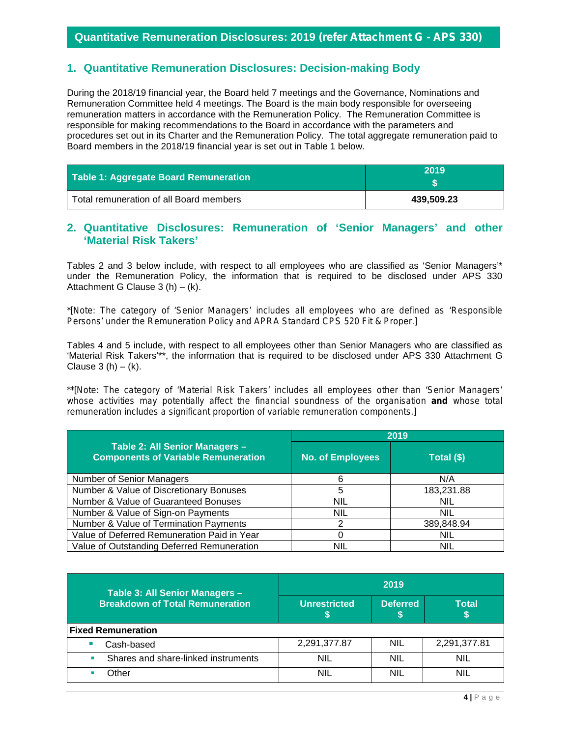## Quantitative Remuneration Disclosures: 2019 (refer Attachment G - APS 330)

### 1. Quantitative Remuneration Disclosures: Decision-making Body

During the 2018/19 financial year, the Board held 7 meetings and the Governance, Nominations and Remuneration Committee held 4 meetings. The Board is the main body responsible for overseeing remuneration matters in accordance with the Remuneration Policy. The Remuneration Committee is responsible for making recommendations to the Board in accordance with the parameters and procedures set out in its Charter and the Remuneration Policy. The total aggregate remuneration paid to Board members in the 2018/19 financial year is set out in Table 1 below.

| Table 1: Aggregate Board Remuneration | 2019 $ |
|---|---|
| Total remuneration of all Board members | **439,509.23** |

### 2. Quantitative Disclosures: Remuneration of 'Senior Managers' and other 'Material Risk Takers'

Tables 2 and 3 below include, with respect to all employees who are classified as 'Senior Managers'* under the Remuneration Policy, the information that is required to be disclosed under APS 330 Attachment G Clause 3 (h) – (k).

*[Note: The category of 'Senior Managers' includes all employees who are defined as 'Responsible Persons' under the Remuneration Policy and APRA Standard CPS 520 Fit & Proper.]

Tables 4 and 5 include, with respect to all employees other than Senior Managers who are classified as 'Material Risk Takers'**, the information that is required to be disclosed under APS 330 Attachment G Clause 3 (h) – (k).

**[Note: The category of 'Material Risk Takers' includes all employees other than 'Senior Managers' whose activities may potentially affect the financial soundness of the organisation **and** whose total remuneration includes a significant proportion of variable remuneration components.]

| Table 2: All Senior Managers – Components of Variable Remuneration | 2019 | |
|---|---|---|
| | No. of Employees | Total ($) |
| Number of Senior Managers | 6 | N/A |
| Number & Value of Discretionary Bonuses | 5 | 183,231.88 |
| Number & Value of Guaranteed Bonuses | NIL | NIL |
| Number & Value of Sign-on Payments | NIL | NIL |
| Number & Value of Termination Payments | 2 | 389,848.94 |
| Value of Deferred Remuneration Paid in Year | 0 | NIL |
| Value of Outstanding Deferred Remuneration | NIL | NIL |

| Table 3: All Senior Managers – Breakdown of Total Remuneration | 2019 | | |
|---|---|---|---|
| | Unrestricted $ | Deferred $ | Total $ |
| **Fixed Remuneration** | | | |
| ▪ Cash-based | 2,291,377.87 | NIL | 2,291,377.81 |
| ▪ Shares and share-linked instruments | NIL | NIL | NIL |
| ▪ Other | NIL | NIL | NIL |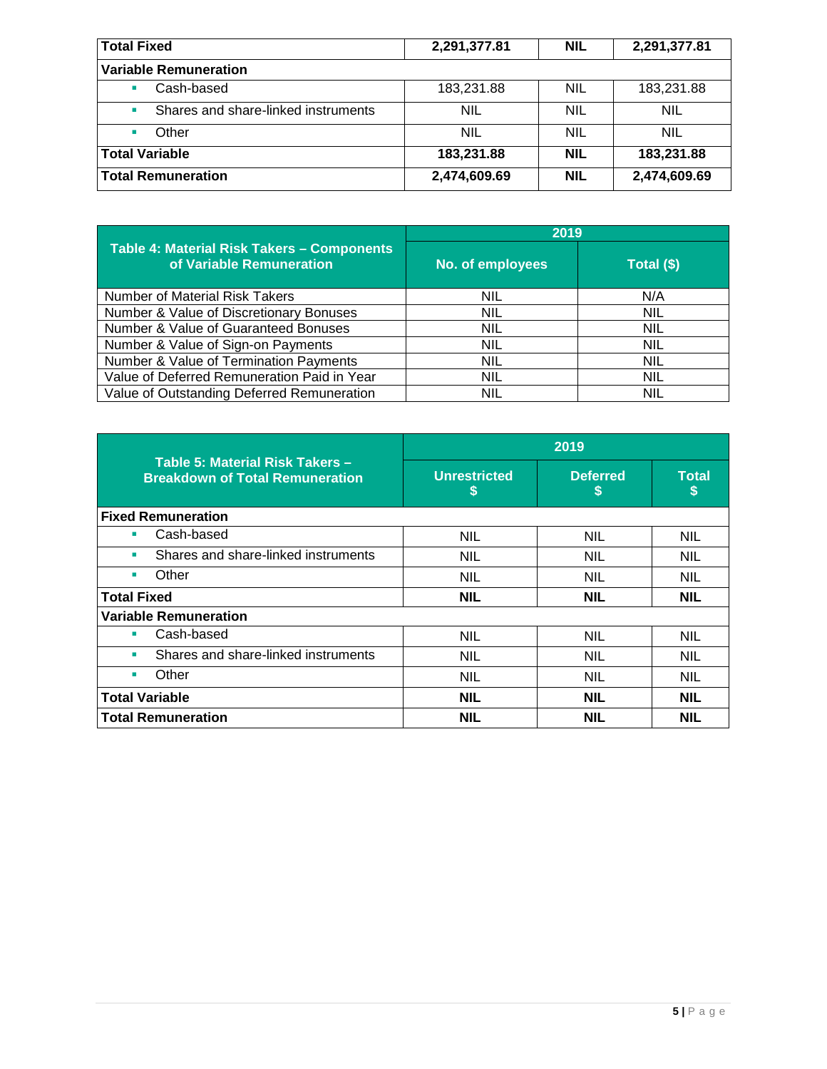| | | | |
|---|---|---|---|
| **Total Fixed** | **2,291,377.81** | **NIL** | **2,291,377.81** |
| **Variable Remuneration** | | | |
| ▪ Cash-based | 183,231.88 | NIL | 183,231.88 |
| ▪ Shares and share-linked instruments | NIL | NIL | NIL |
| ▪ Other | NIL | NIL | NIL |
| **Total Variable** | **183,231.88** | **NIL** | **183,231.88** |
| **Total Remuneration** | **2,474,609.69** | **NIL** | **2,474,609.69** |

| Table 4: Material Risk Takers – Components of Variable Remuneration | 2019 | |
|---|---|---|
| | No. of employees | Total ($) |
| Number of Material Risk Takers | NIL | N/A |
| Number & Value of Discretionary Bonuses | NIL | NIL |
| Number & Value of Guaranteed Bonuses | NIL | NIL |
| Number & Value of Sign-on Payments | NIL | NIL |
| Number & Value of Termination Payments | NIL | NIL |
| Value of Deferred Remuneration Paid in Year | NIL | NIL |
| Value of Outstanding Deferred Remuneration | NIL | NIL |

| Table 5: Material Risk Takers – Breakdown of Total Remuneration | 2019 | | |
|---|---|---|---|
| | Unrestricted $ | Deferred $ | Total $ |
| **Fixed Remuneration** | | | |
| ▪ Cash-based | NIL | NIL | NIL |
| ▪ Shares and share-linked instruments | NIL | NIL | NIL |
| ▪ Other | NIL | NIL | NIL |
| **Total Fixed** | **NIL** | **NIL** | **NIL** |
| **Variable Remuneration** | | | |
| ▪ Cash-based | NIL | NIL | NIL |
| ▪ Shares and share-linked instruments | NIL | NIL | NIL |
| ▪ Other | NIL | NIL | NIL |
| **Total Variable** | **NIL** | **NIL** | **NIL** |
| **Total Remuneration** | **NIL** | **NIL** | **NIL** |